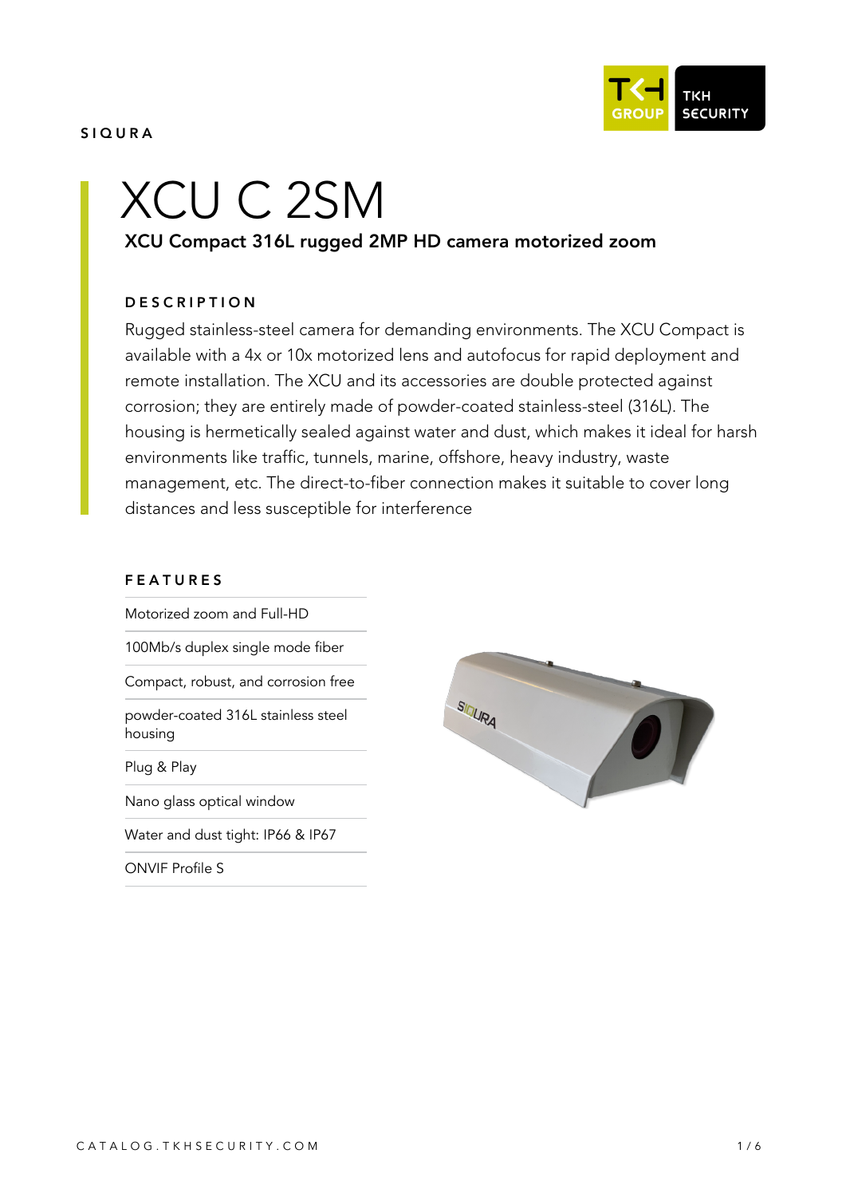SIQURA

# XCU C 2SM

**XCU Compact 316L rugged 2MP HD camera motorized zoom**

## DESCRIPTION

Rugged stainless-steel camera for demanding environments. The XCU Compact is available with a 4x or 10x motorized lens and autofocus for rapid deployment and remote installation. The XCU and its accessories are double protected against corrosion; they are entirely made of powder-coated stainless-steel (316L). The housing is hermetically sealed against water and dust, which makes it ideal for harsh environments like traffic, tunnels, marine, offshore, heavy industry, waste management, etc. The direct-to-fiber connection makes it suitable to cover long distances and less susceptible for interference

## FEATURES

- Motorized zoom and Full-HD
- 100Mb/s duplex single mode fiber
- Compact, robust, and corrosion free
- powder-coated 316L stainless steel housing
- Plug & Play
- Nano glass optical window
- Water and dust tight: IP66 & IP67
- ONVIF Profile S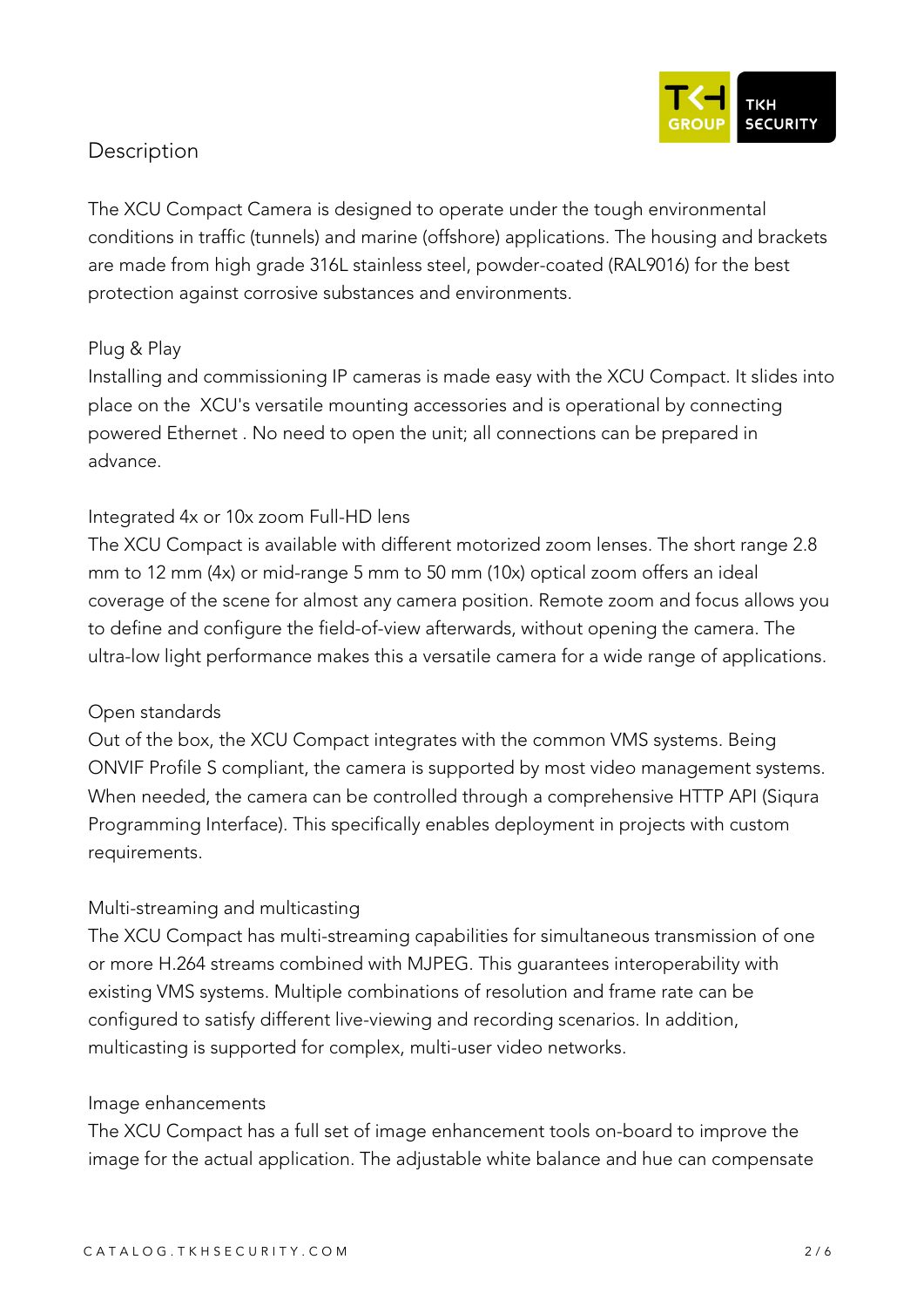## Description

The XCU Compact Camera is designed to operate under the tough environmental conditions in traffic (tunnels) and marine (offshore) applications. The housing and brackets are made from high grade 316L stainless steel, powder-coated (RAL9016) for the best protection against corrosive substances and environments.

### Plug & Play

Installing and commissioning IP cameras is made easy with the XCU Compact. It slides into place on the XCU's versatile mounting accessories and is operational by connecting powered Ethernet . No need to open the unit; all connections can be prepared in advance.

### Integrated 4x or 10x zoom Full-HD lens

The XCU Compact is available with different motorized zoom lenses. The short range 2.8 mm to 12 mm (4x) or mid-range 5 mm to 50 mm (10x) optical zoom offers an ideal coverage of the scene for almost any camera position. Remote zoom and focus allows you to define and configure the field-of-view afterwards, without opening the camera. The ultra-low light performance makes this a versatile camera for a wide range of applications.

### Open standards

Out of the box, the XCU Compact integrates with the common VMS systems. Being ONVIF Profile S compliant, the camera is supported by most video management systems. When needed, the camera can be controlled through a comprehensive HTTP API (Siqura Programming Interface). This specifically enables deployment in projects with custom requirements.

### Multi-streaming and multicasting

The XCU Compact has multi-streaming capabilities for simultaneous transmission of one or more H.264 streams combined with MJPEG. This guarantees interoperability with existing VMS systems. Multiple combinations of resolution and frame rate can be configured to satisfy different live-viewing and recording scenarios. In addition, multicasting is supported for complex, multi-user video networks.

### Image enhancements

The XCU Compact has a full set of image enhancement tools on-board to improve the image for the actual application. The adjustable white balance and hue can compensate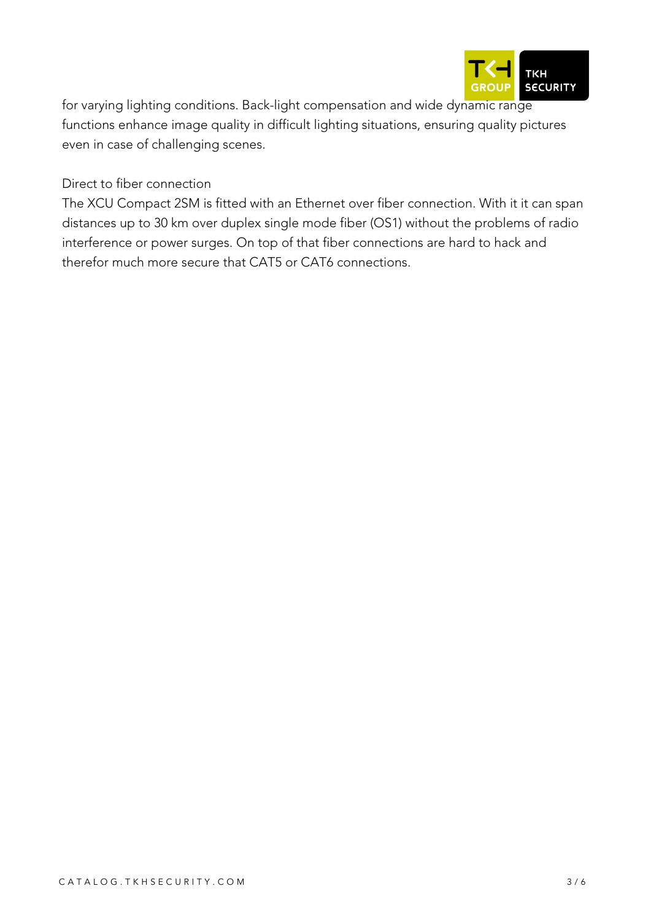for varying lighting conditions. Back-light compensation and wide dynamic range functions enhance image quality in difficult lighting situations, ensuring quality pictures even in case of challenging scenes.

Direct to fiber connection

The XCU Compact 2SM is fitted with an Ethernet over fiber connection. With it it can span distances up to 30 km over duplex single mode fiber (OS1) without the problems of radio interference or power surges. On top of that fiber connections are hard to hack and therefor much more secure that CAT5 or CAT6 connections.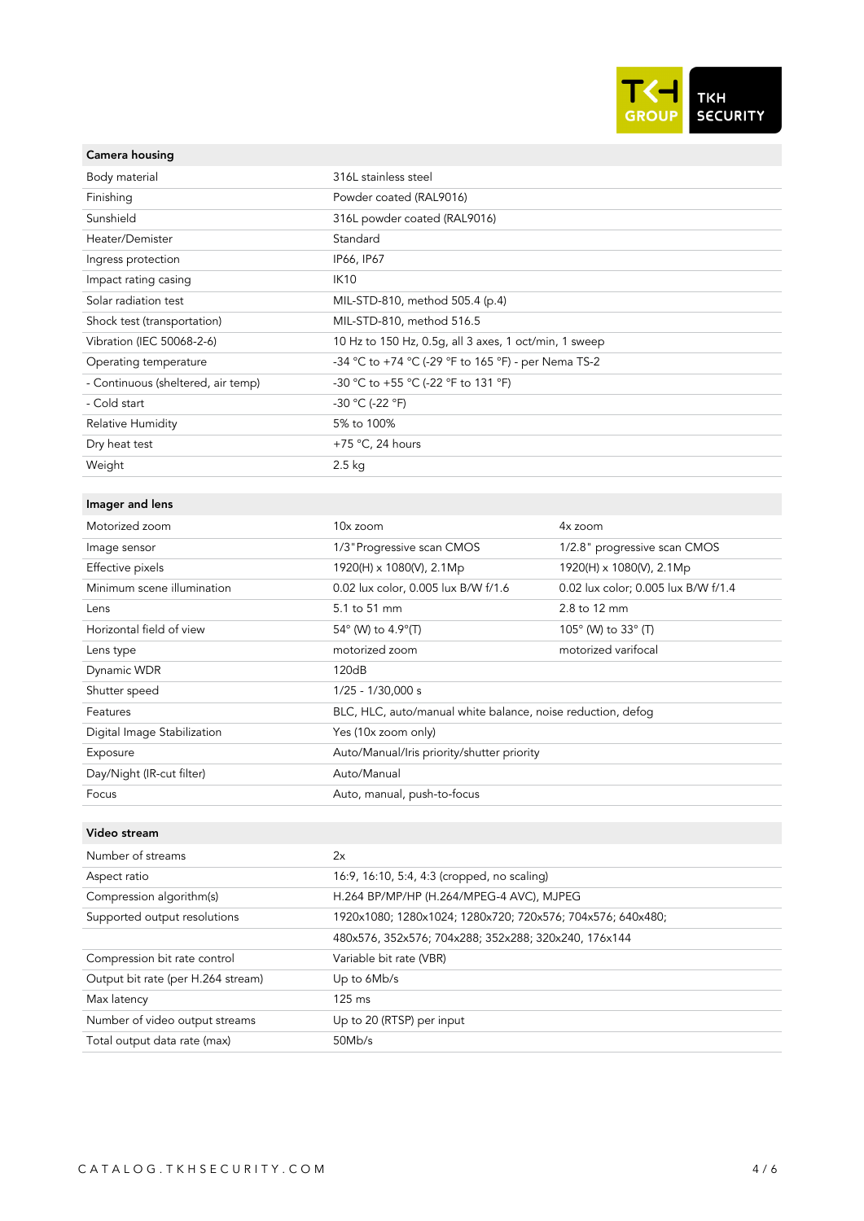| Camera housing | |
|---|---|
| Body material | 316L stainless steel |
| Finishing | Powder coated (RAL9016) |
| Sunshield | 316L powder coated (RAL9016) |
| Heater/Demister | Standard |
| Ingress protection | IP66, IP67 |
| Impact rating casing | IK10 |
| Solar radiation test | MIL-STD-810, method 505.4 (p.4) |
| Shock test (transportation) | MIL-STD-810, method 516.5 |
| Vibration (IEC 50068-2-6) | 10 Hz to 150 Hz, 0.5g, all 3 axes, 1 oct/min, 1 sweep |
| Operating temperature | -34 °C to +74 °C (-29 °F to 165 °F) - per Nema TS-2 |
| - Continuous (sheltered, air temp) | -30 °C to +55 °C (-22 °F to 131 °F) |
| - Cold start | -30 °C (-22 °F) |
| Relative Humidity | 5% to 100% |
| Dry heat test | +75 °C, 24 hours |
| Weight | 2.5 kg |

| Imager and lens | | |
|---|---|---|
| Motorized zoom | 10x zoom | 4x zoom |
| Image sensor | 1/3"Progressive scan CMOS | 1/2.8" progressive scan CMOS |
| Effective pixels | 1920(H) x 1080(V), 2.1Mp | 1920(H) x 1080(V), 2.1Mp |
| Minimum scene illumination | 0.02 lux color, 0.005 lux B/W f/1.6 | 0.02 lux color; 0.005 lux B/W f/1.4 |
| Lens | 5.1 to 51 mm | 2.8 to 12 mm |
| Horizontal field of view | 54° (W) to 4.9°(T) | 105° (W) to 33° (T) |
| Lens type | motorized zoom | motorized varifocal |
| Dynamic WDR | 120dB | |
| Shutter speed | 1/25 - 1/30,000 s | |
| Features | BLC, HLC, auto/manual white balance, noise reduction, defog | |
| Digital Image Stabilization | Yes (10x zoom only) | |
| Exposure | Auto/Manual/Iris priority/shutter priority | |
| Day/Night (IR-cut filter) | Auto/Manual | |
| Focus | Auto, manual, push-to-focus | |

| Video stream | |
|---|---|
| Number of streams | 2x |
| Aspect ratio | 16:9, 16:10, 5:4, 4:3 (cropped, no scaling) |
| Compression algorithm(s) | H.264 BP/MP/HP (H.264/MPEG-4 AVC), MJPEG |
| Supported output resolutions | 1920x1080; 1280x1024; 1280x720; 720x576; 704x576; 640x480; |
| | 480x576, 352x576; 704x288; 352x288; 320x240, 176x144 |
| Compression bit rate control | Variable bit rate (VBR) |
| Output bit rate (per H.264 stream) | Up to 6Mb/s |
| Max latency | 125 ms |
| Number of video output streams | Up to 20 (RTSP) per input |
| Total output data rate (max) | 50Mb/s |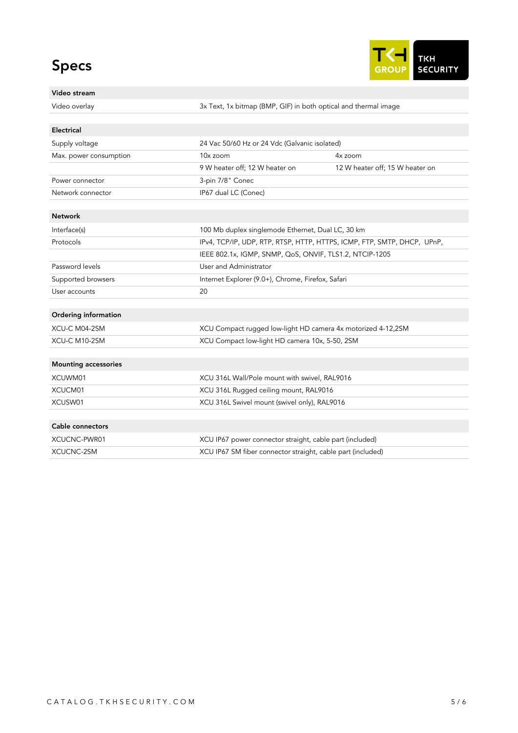# Specs

| Video stream | | |
|---|---|---|
| Video overlay | 3x Text, 1x bitmap (BMP, GIF) in both optical and thermal image | |

| Electrical | | |
|---|---|---|
| Supply voltage | 24 Vac 50/60 Hz or 24 Vdc (Galvanic isolated) | |
| Max. power consumption | 10x zoom | 4x zoom |
| | 9 W heater off; 12 W heater on | 12 W heater off; 15 W heater on |
| Power connector | 3-pin 7/8" Conec | |
| Network connector | IP67 dual LC (Conec) | |

| Network | |
|---|---|
| Interface(s) | 100 Mb duplex singlemode Ethernet, Dual LC, 30 km |
| Protocols | IPv4, TCP/IP, UDP, RTP, RTSP, HTTP, HTTPS, ICMP, FTP, SMTP, DHCP, UPnP, |
| | IEEE 802.1x, IGMP, SNMP, QoS, ONVIF, TLS1.2, NTCIP-1205 |
| Password levels | User and Administrator |
| Supported browsers | Internet Explorer (9.0+), Chrome, Firefox, Safari |
| User accounts | 20 |

| Ordering information | |
|---|---|
| XCU-C M04-2SM | XCU Compact rugged low-light HD camera 4x motorized 4-12,2SM |
| XCU-C M10-2SM | XCU Compact low-light HD camera 10x, 5-50, 2SM |

| Mounting accessories | |
|---|---|
| XCUWM01 | XCU 316L Wall/Pole mount with swivel, RAL9016 |
| XCUCM01 | XCU 316L Rugged ceiling mount, RAL9016 |
| XCUSW01 | XCU 316L Swivel mount (swivel only), RAL9016 |

| Cable connectors | |
|---|---|
| XCUCNC-PWR01 | XCU IP67 power connector straight, cable part (included) |
| XCUCNC-2SM | XCU IP67 SM fiber connector straight, cable part (included) |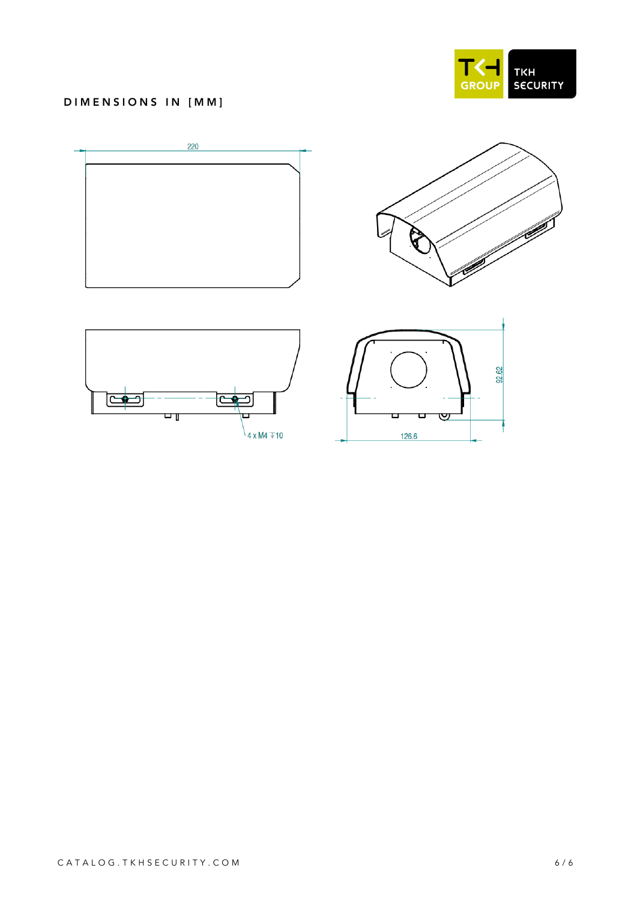## DIMENSIONS IN [MM]

220

4 x M4 ↧10

92.62

126.6